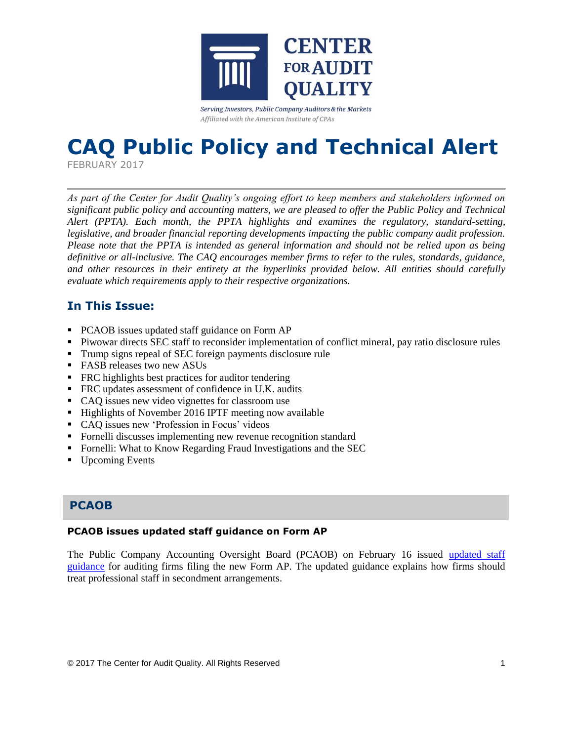CENTER FOR AUDIT QUALITY

*Serving Investors, Public Company Auditors & the Markets*
*Affiliated with the American Institute of CPAs*

# CAQ Public Policy and Technical Alert

FEBRUARY 2017

*As part of the Center for Audit Quality's ongoing effort to keep members and stakeholders informed on significant public policy and accounting matters, we are pleased to offer the Public Policy and Technical Alert (PPTA). Each month, the PPTA highlights and examines the regulatory, standard-setting, legislative, and broader financial reporting developments impacting the public company audit profession. Please note that the PPTA is intended as general information and should not be relied upon as being definitive or all-inclusive. The CAQ encourages member firms to refer to the rules, standards, guidance, and other resources in their entirety at the hyperlinks provided below. All entities should carefully evaluate which requirements apply to their respective organizations.*

## In This Issue:

- PCAOB issues updated staff guidance on Form AP
- Piwowar directs SEC staff to reconsider implementation of conflict mineral, pay ratio disclosure rules
- Trump signs repeal of SEC foreign payments disclosure rule
- FASB releases two new ASUs
- FRC highlights best practices for auditor tendering
- FRC updates assessment of confidence in U.K. audits
- CAQ issues new video vignettes for classroom use
- Highlights of November 2016 IPTF meeting now available
- CAQ issues new 'Profession in Focus' videos
- Fornelli discusses implementing new revenue recognition standard
- Fornelli: What to Know Regarding Fraud Investigations and the SEC
- Upcoming Events

## PCAOB

### PCAOB issues updated staff guidance on Form AP

The Public Company Accounting Oversight Board (PCAOB) on February 16 issued updated staff guidance for auditing firms filing the new Form AP. The updated guidance explains how firms should treat professional staff in secondment arrangements.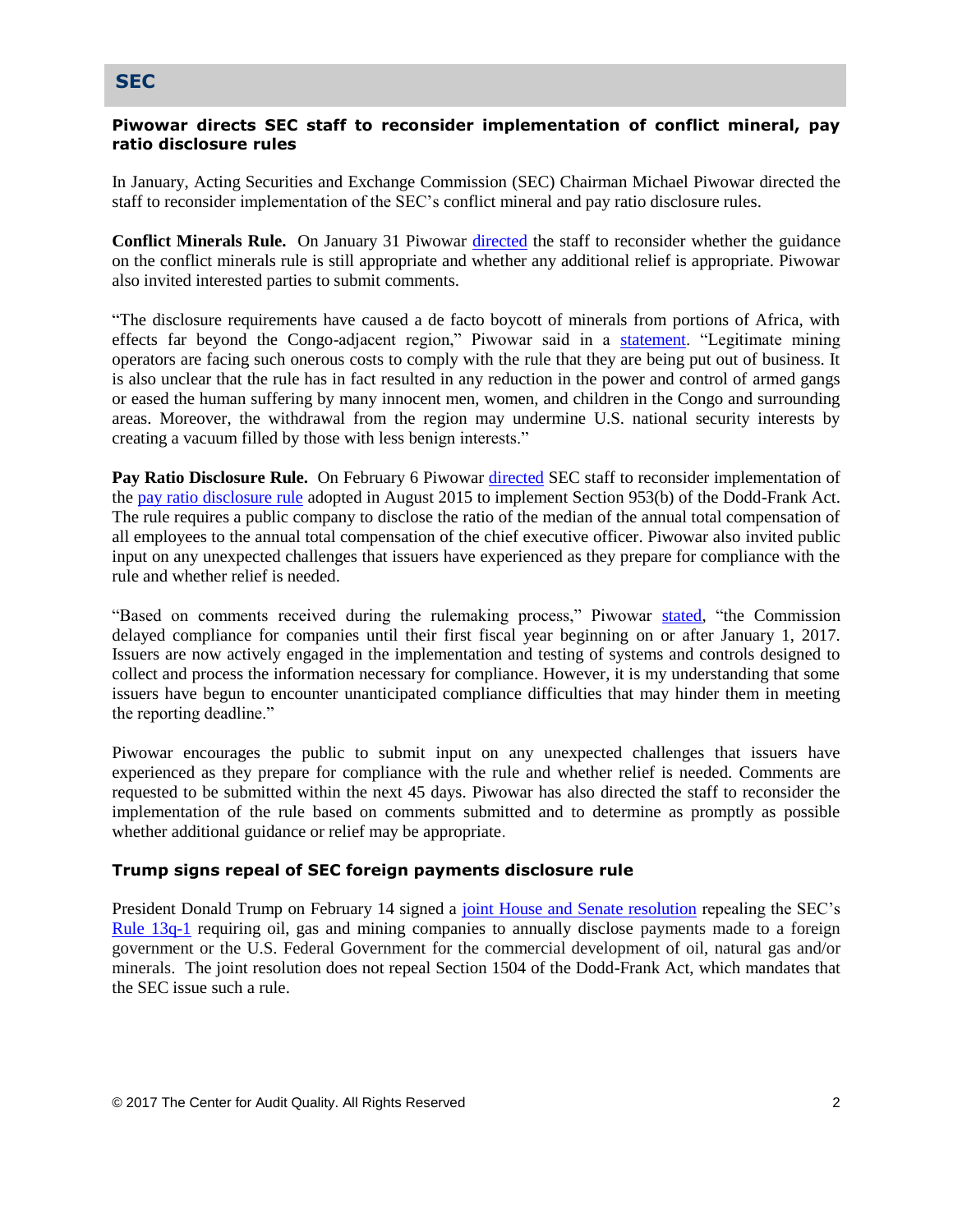## SEC

### Piwowar directs SEC staff to reconsider implementation of conflict mineral, pay ratio disclosure rules

In January, Acting Securities and Exchange Commission (SEC) Chairman Michael Piwowar directed the staff to reconsider implementation of the SEC's conflict mineral and pay ratio disclosure rules.

**Conflict Minerals Rule.** On January 31 Piwowar directed the staff to reconsider whether the guidance on the conflict minerals rule is still appropriate and whether any additional relief is appropriate. Piwowar also invited interested parties to submit comments.

"The disclosure requirements have caused a de facto boycott of minerals from portions of Africa, with effects far beyond the Congo-adjacent region," Piwowar said in a statement. "Legitimate mining operators are facing such onerous costs to comply with the rule that they are being put out of business. It is also unclear that the rule has in fact resulted in any reduction in the power and control of armed gangs or eased the human suffering by many innocent men, women, and children in the Congo and surrounding areas. Moreover, the withdrawal from the region may undermine U.S. national security interests by creating a vacuum filled by those with less benign interests."

**Pay Ratio Disclosure Rule.** On February 6 Piwowar directed SEC staff to reconsider implementation of the pay ratio disclosure rule adopted in August 2015 to implement Section 953(b) of the Dodd-Frank Act. The rule requires a public company to disclose the ratio of the median of the annual total compensation of all employees to the annual total compensation of the chief executive officer. Piwowar also invited public input on any unexpected challenges that issuers have experienced as they prepare for compliance with the rule and whether relief is needed.

"Based on comments received during the rulemaking process," Piwowar stated, "the Commission delayed compliance for companies until their first fiscal year beginning on or after January 1, 2017. Issuers are now actively engaged in the implementation and testing of systems and controls designed to collect and process the information necessary for compliance. However, it is my understanding that some issuers have begun to encounter unanticipated compliance difficulties that may hinder them in meeting the reporting deadline."

Piwowar encourages the public to submit input on any unexpected challenges that issuers have experienced as they prepare for compliance with the rule and whether relief is needed. Comments are requested to be submitted within the next 45 days. Piwowar has also directed the staff to reconsider the implementation of the rule based on comments submitted and to determine as promptly as possible whether additional guidance or relief may be appropriate.

### Trump signs repeal of SEC foreign payments disclosure rule

President Donald Trump on February 14 signed a joint House and Senate resolution repealing the SEC's Rule 13q-1 requiring oil, gas and mining companies to annually disclose payments made to a foreign government or the U.S. Federal Government for the commercial development of oil, natural gas and/or minerals. The joint resolution does not repeal Section 1504 of the Dodd-Frank Act, which mandates that the SEC issue such a rule.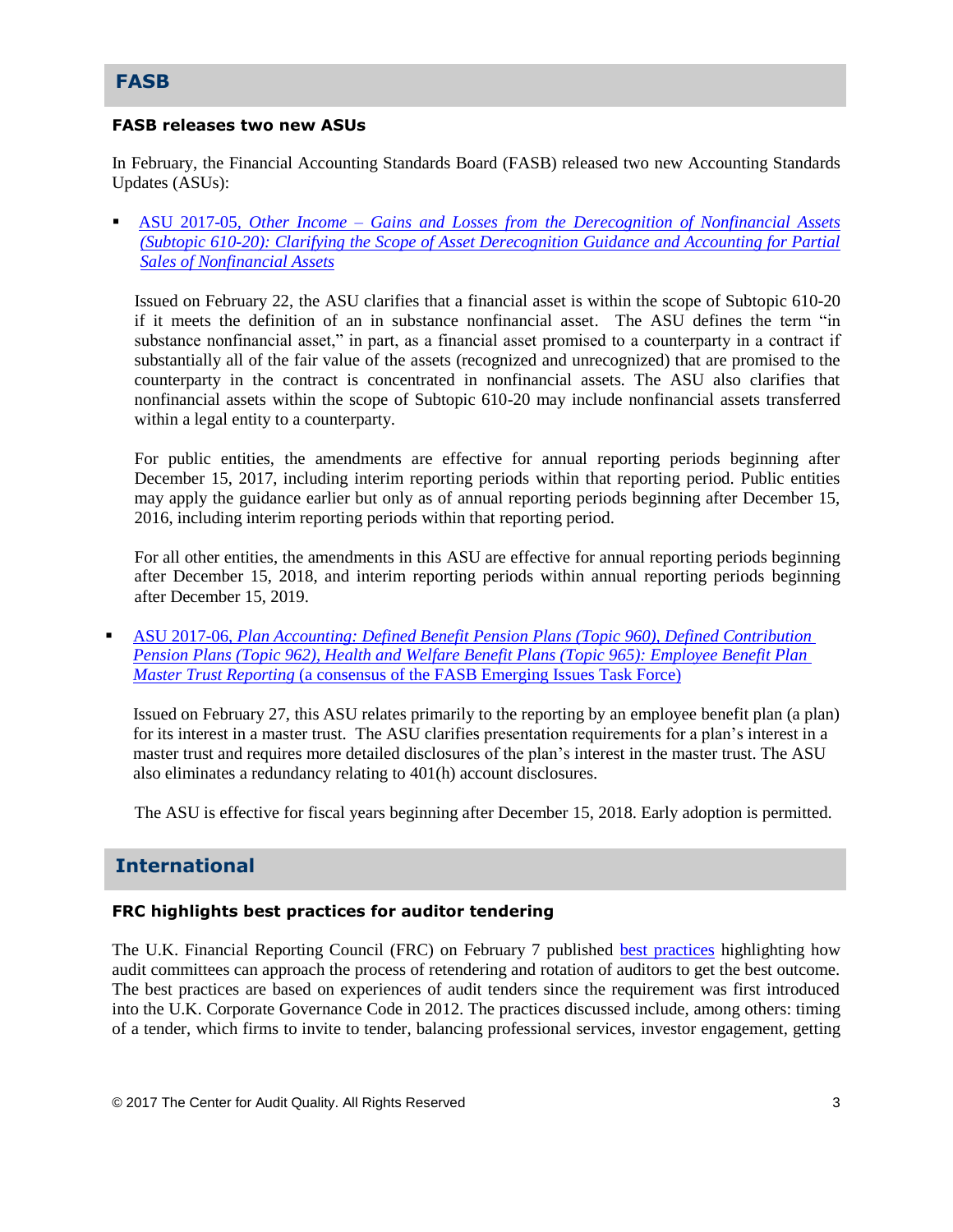## FASB

### FASB releases two new ASUs

In February, the Financial Accounting Standards Board (FASB) released two new Accounting Standards Updates (ASUs):

- ASU 2017-05, *Other Income – Gains and Losses from the Derecognition of Nonfinancial Assets (Subtopic 610-20): Clarifying the Scope of Asset Derecognition Guidance and Accounting for Partial Sales of Nonfinancial Assets*

  Issued on February 22, the ASU clarifies that a financial asset is within the scope of Subtopic 610-20 if it meets the definition of an in substance nonfinancial asset. The ASU defines the term "in substance nonfinancial asset," in part, as a financial asset promised to a counterparty in a contract if substantially all of the fair value of the assets (recognized and unrecognized) that are promised to the counterparty in the contract is concentrated in nonfinancial assets. The ASU also clarifies that nonfinancial assets within the scope of Subtopic 610-20 may include nonfinancial assets transferred within a legal entity to a counterparty.

  For public entities, the amendments are effective for annual reporting periods beginning after December 15, 2017, including interim reporting periods within that reporting period. Public entities may apply the guidance earlier but only as of annual reporting periods beginning after December 15, 2016, including interim reporting periods within that reporting period.

  For all other entities, the amendments in this ASU are effective for annual reporting periods beginning after December 15, 2018, and interim reporting periods within annual reporting periods beginning after December 15, 2019.

- ASU 2017-06, *Plan Accounting: Defined Benefit Pension Plans (Topic 960), Defined Contribution Pension Plans (Topic 962), Health and Welfare Benefit Plans (Topic 965): Employee Benefit Plan Master Trust Reporting* (a consensus of the FASB Emerging Issues Task Force)

  Issued on February 27, this ASU relates primarily to the reporting by an employee benefit plan (a plan) for its interest in a master trust. The ASU clarifies presentation requirements for a plan's interest in a master trust and requires more detailed disclosures of the plan's interest in the master trust. The ASU also eliminates a redundancy relating to 401(h) account disclosures.

  The ASU is effective for fiscal years beginning after December 15, 2018. Early adoption is permitted.

## International

### FRC highlights best practices for auditor tendering

The U.K. Financial Reporting Council (FRC) on February 7 published best practices highlighting how audit committees can approach the process of retendering and rotation of auditors to get the best outcome. The best practices are based on experiences of audit tenders since the requirement was first introduced into the U.K. Corporate Governance Code in 2012. The practices discussed include, among others: timing of a tender, which firms to invite to tender, balancing professional services, investor engagement, getting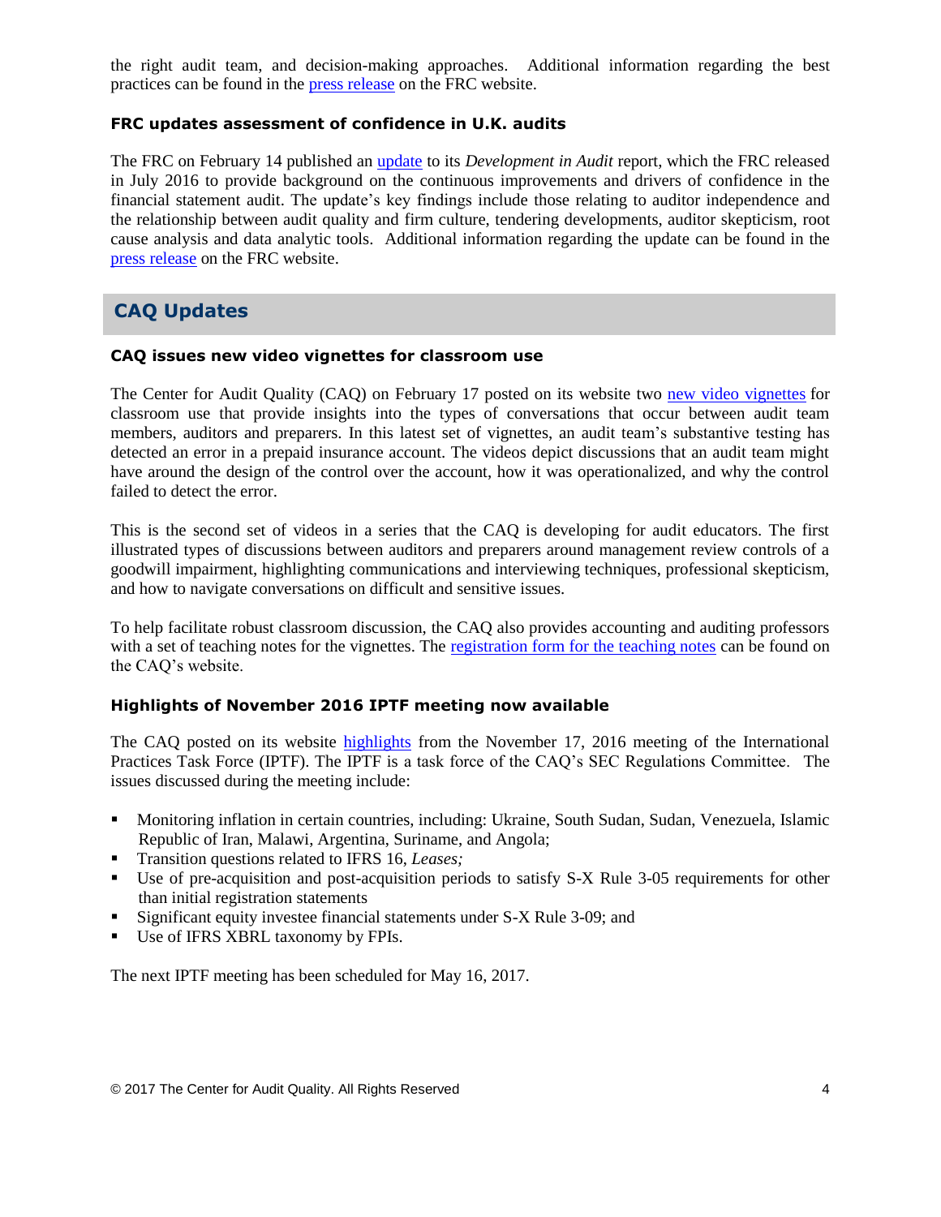the right audit team, and decision-making approaches. Additional information regarding the best practices can be found in the press release on the FRC website.

### FRC updates assessment of confidence in U.K. audits

The FRC on February 14 published an update to its *Development in Audit* report, which the FRC released in July 2016 to provide background on the continuous improvements and drivers of confidence in the financial statement audit. The update's key findings include those relating to auditor independence and the relationship between audit quality and firm culture, tendering developments, auditor skepticism, root cause analysis and data analytic tools. Additional information regarding the update can be found in the press release on the FRC website.

## CAQ Updates

### CAQ issues new video vignettes for classroom use

The Center for Audit Quality (CAQ) on February 17 posted on its website two new video vignettes for classroom use that provide insights into the types of conversations that occur between audit team members, auditors and preparers. In this latest set of vignettes, an audit team's substantive testing has detected an error in a prepaid insurance account. The videos depict discussions that an audit team might have around the design of the control over the account, how it was operationalized, and why the control failed to detect the error.

This is the second set of videos in a series that the CAQ is developing for audit educators. The first illustrated types of discussions between auditors and preparers around management review controls of a goodwill impairment, highlighting communications and interviewing techniques, professional skepticism, and how to navigate conversations on difficult and sensitive issues.

To help facilitate robust classroom discussion, the CAQ also provides accounting and auditing professors with a set of teaching notes for the vignettes. The registration form for the teaching notes can be found on the CAQ's website.

### Highlights of November 2016 IPTF meeting now available

The CAQ posted on its website highlights from the November 17, 2016 meeting of the International Practices Task Force (IPTF). The IPTF is a task force of the CAQ's SEC Regulations Committee. The issues discussed during the meeting include:

- Monitoring inflation in certain countries, including: Ukraine, South Sudan, Sudan, Venezuela, Islamic Republic of Iran, Malawi, Argentina, Suriname, and Angola;
- Transition questions related to IFRS 16, *Leases;*
- Use of pre-acquisition and post-acquisition periods to satisfy S-X Rule 3-05 requirements for other than initial registration statements
- Significant equity investee financial statements under S-X Rule 3-09; and
- Use of IFRS XBRL taxonomy by FPIs.

The next IPTF meeting has been scheduled for May 16, 2017.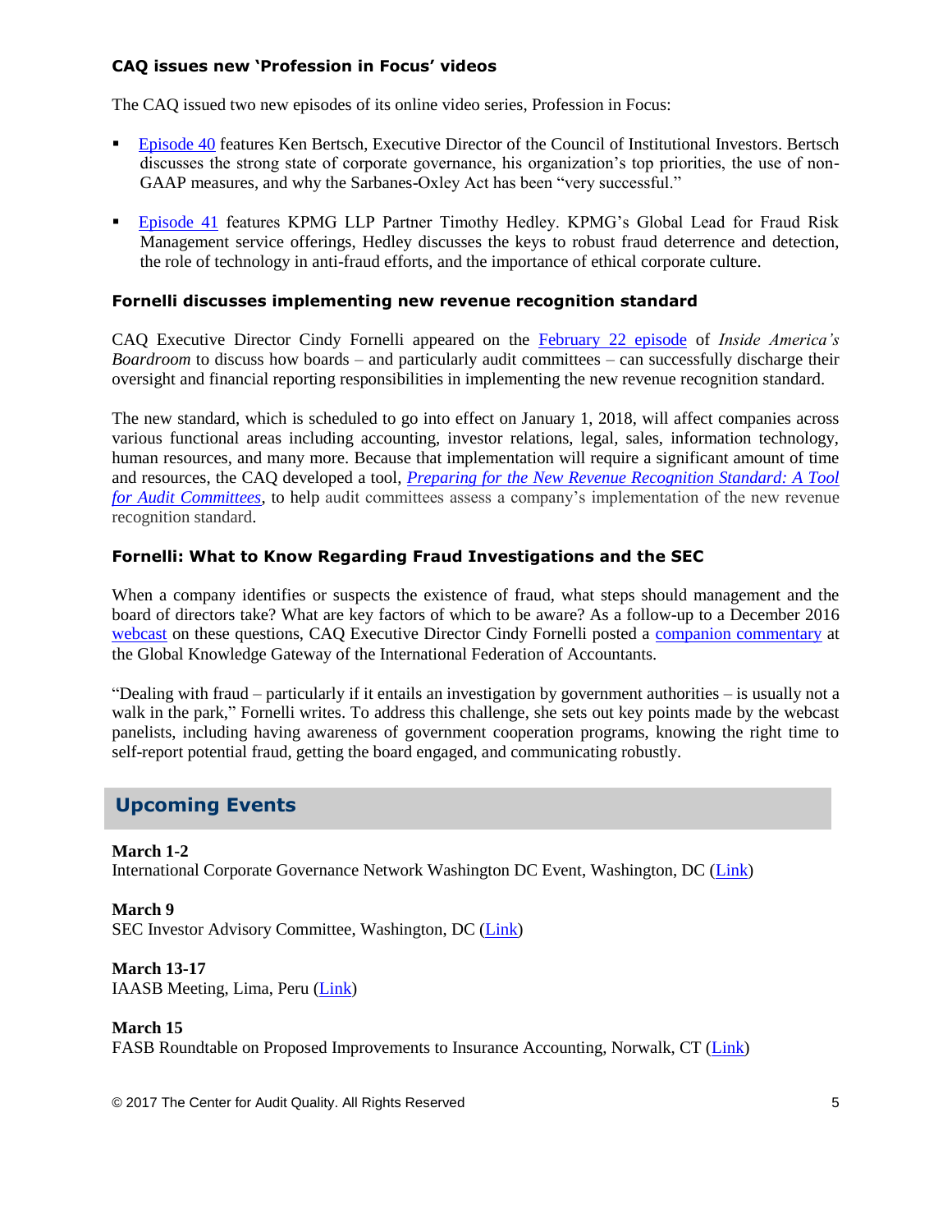### CAQ issues new 'Profession in Focus' videos

The CAQ issued two new episodes of its online video series, Profession in Focus:

- Episode 40 features Ken Bertsch, Executive Director of the Council of Institutional Investors. Bertsch discusses the strong state of corporate governance, his organization's top priorities, the use of non-GAAP measures, and why the Sarbanes-Oxley Act has been "very successful."
- Episode 41 features KPMG LLP Partner Timothy Hedley. KPMG's Global Lead for Fraud Risk Management service offerings, Hedley discusses the keys to robust fraud deterrence and detection, the role of technology in anti-fraud efforts, and the importance of ethical corporate culture.

### Fornelli discusses implementing new revenue recognition standard

CAQ Executive Director Cindy Fornelli appeared on the February 22 episode of *Inside America's Boardroom* to discuss how boards – and particularly audit committees – can successfully discharge their oversight and financial reporting responsibilities in implementing the new revenue recognition standard.

The new standard, which is scheduled to go into effect on January 1, 2018, will affect companies across various functional areas including accounting, investor relations, legal, sales, information technology, human resources, and many more. Because that implementation will require a significant amount of time and resources, the CAQ developed a tool, *Preparing for the New Revenue Recognition Standard: A Tool for Audit Committees*, to help audit committees assess a company's implementation of the new revenue recognition standard.

### Fornelli: What to Know Regarding Fraud Investigations and the SEC

When a company identifies or suspects the existence of fraud, what steps should management and the board of directors take? What are key factors of which to be aware? As a follow-up to a December 2016 webcast on these questions, CAQ Executive Director Cindy Fornelli posted a companion commentary at the Global Knowledge Gateway of the International Federation of Accountants.

"Dealing with fraud – particularly if it entails an investigation by government authorities – is usually not a walk in the park," Fornelli writes. To address this challenge, she sets out key points made by the webcast panelists, including having awareness of government cooperation programs, knowing the right time to self-report potential fraud, getting the board engaged, and communicating robustly.

## Upcoming Events

**March 1-2**
International Corporate Governance Network Washington DC Event, Washington, DC (Link)

**March 9**
SEC Investor Advisory Committee, Washington, DC (Link)

**March 13-17**
IAASB Meeting, Lima, Peru (Link)

**March 15**
FASB Roundtable on Proposed Improvements to Insurance Accounting, Norwalk, CT (Link)

© 2017 The Center for Audit Quality. All Rights Reserved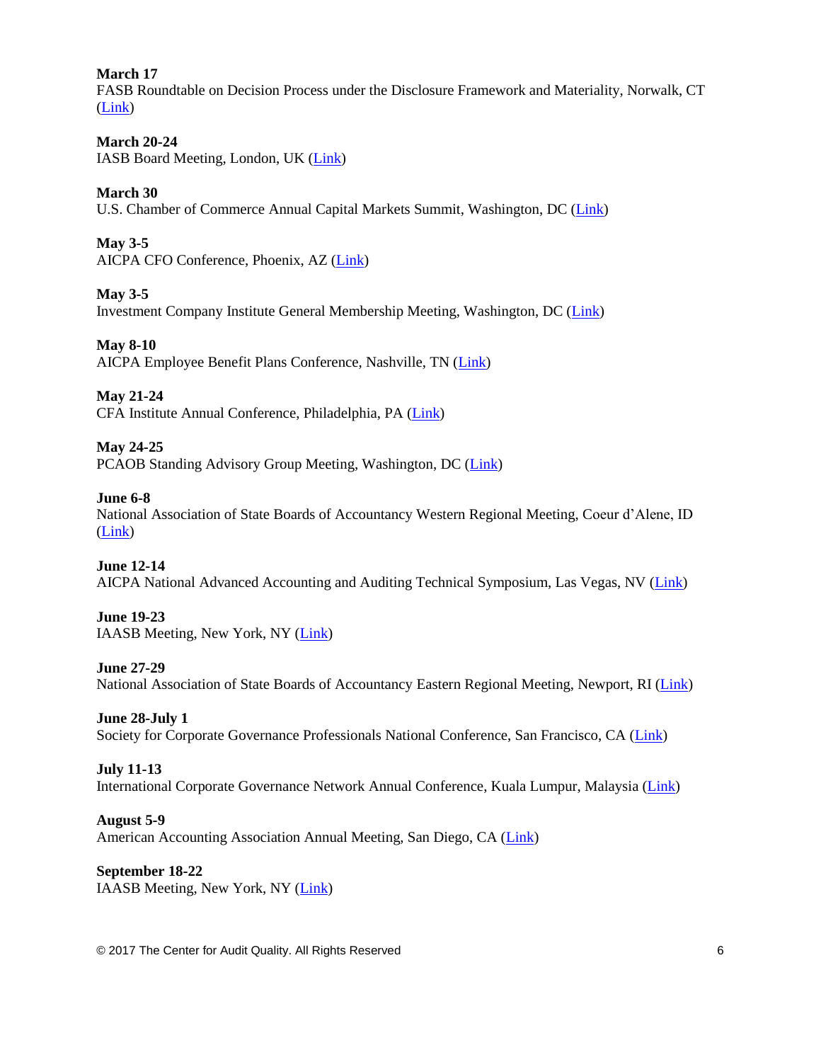**March 17**
FASB Roundtable on Decision Process under the Disclosure Framework and Materiality, Norwalk, CT (Link)

**March 20-24**
IASB Board Meeting, London, UK (Link)

**March 30**
U.S. Chamber of Commerce Annual Capital Markets Summit, Washington, DC (Link)

**May 3-5**
AICPA CFO Conference, Phoenix, AZ (Link)

**May 3-5**
Investment Company Institute General Membership Meeting, Washington, DC (Link)

**May 8-10**
AICPA Employee Benefit Plans Conference, Nashville, TN (Link)

**May 21-24**
CFA Institute Annual Conference, Philadelphia, PA (Link)

**May 24-25**
PCAOB Standing Advisory Group Meeting, Washington, DC (Link)

**June 6-8**
National Association of State Boards of Accountancy Western Regional Meeting, Coeur d'Alene, ID (Link)

**June 12-14**
AICPA National Advanced Accounting and Auditing Technical Symposium, Las Vegas, NV (Link)

**June 19-23**
IAASB Meeting, New York, NY (Link)

**June 27-29**
National Association of State Boards of Accountancy Eastern Regional Meeting, Newport, RI (Link)

**June 28-July 1**
Society for Corporate Governance Professionals National Conference, San Francisco, CA (Link)

**July 11-13**
International Corporate Governance Network Annual Conference, Kuala Lumpur, Malaysia (Link)

**August 5-9**
American Accounting Association Annual Meeting, San Diego, CA (Link)

**September 18-22**
IAASB Meeting, New York, NY (Link)

© 2017 The Center for Audit Quality. All Rights Reserved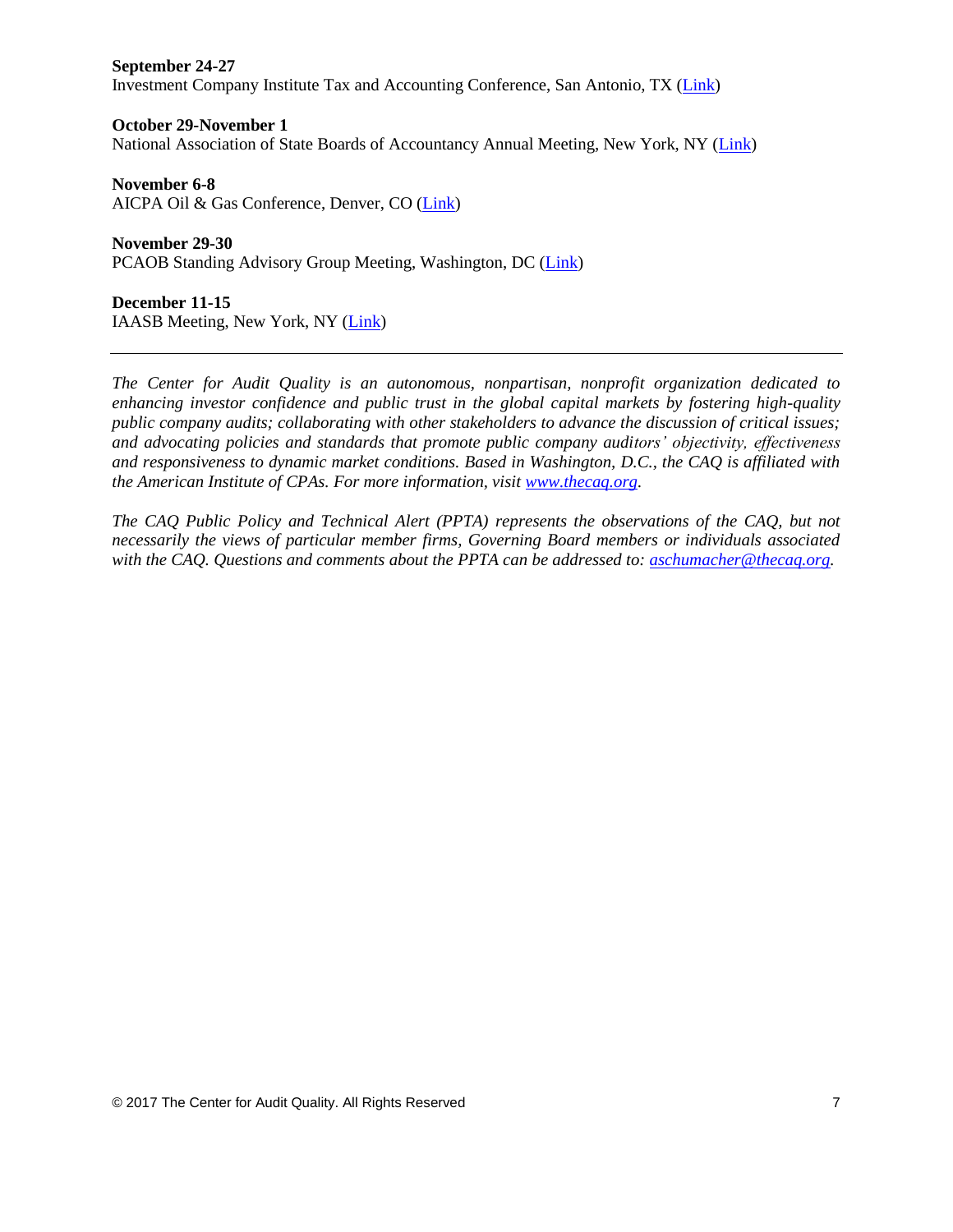**September 24-27**
Investment Company Institute Tax and Accounting Conference, San Antonio, TX (Link)

**October 29-November 1**
National Association of State Boards of Accountancy Annual Meeting, New York, NY (Link)

**November 6-8**
AICPA Oil & Gas Conference, Denver, CO (Link)

**November 29-30**
PCAOB Standing Advisory Group Meeting, Washington, DC (Link)

**December 11-15**
IAASB Meeting, New York, NY (Link)

---

*The Center for Audit Quality is an autonomous, nonpartisan, nonprofit organization dedicated to enhancing investor confidence and public trust in the global capital markets by fostering high-quality public company audits; collaborating with other stakeholders to advance the discussion of critical issues; and advocating policies and standards that promote public company auditors' objectivity, effectiveness and responsiveness to dynamic market conditions. Based in Washington, D.C., the CAQ is affiliated with the American Institute of CPAs. For more information, visit www.thecaq.org.*

*The CAQ Public Policy and Technical Alert (PPTA) represents the observations of the CAQ, but not necessarily the views of particular member firms, Governing Board members or individuals associated with the CAQ. Questions and comments about the PPTA can be addressed to: aschumacher@thecaq.org.*

© 2017 The Center for Audit Quality. All Rights Reserved